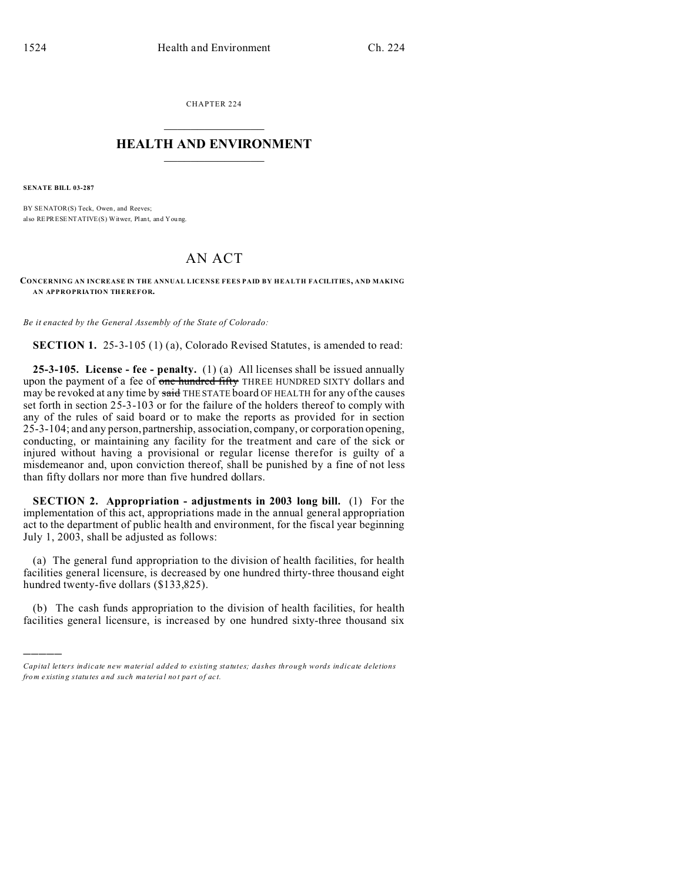CHAPTER 224

## HEALTH AND ENVIRONMENT

**SENATE BILL 03-287**

BY SENATOR(S) Teck, Owen, and Reeves;
also REPRESENTATIVE(S) Witwer, Plant, and Young.

# AN ACT

**CONCERNING AN INCREASE IN THE ANNUAL LICENSE FEES PAID BY HEALTH FACILITIES, AND MAKING AN APPROPRIATION THEREFOR.**

*Be it enacted by the General Assembly of the State of Colorado:*

**SECTION 1.** 25-3-105 (1) (a), Colorado Revised Statutes, is amended to read:

**25-3-105. License - fee - penalty.** (1) (a) All licenses shall be issued annually upon the payment of a fee of ~~one hundred fifty~~ THREE HUNDRED SIXTY dollars and may be revoked at any time by ~~said~~ THE STATE board OF HEALTH for any of the causes set forth in section 25-3-103 or for the failure of the holders thereof to comply with any of the rules of said board or to make the reports as provided for in section 25-3-104; and any person, partnership, association, company, or corporation opening, conducting, or maintaining any facility for the treatment and care of the sick or injured without having a provisional or regular license therefor is guilty of a misdemeanor and, upon conviction thereof, shall be punished by a fine of not less than fifty dollars nor more than five hundred dollars.

**SECTION 2. Appropriation - adjustments in 2003 long bill.** (1) For the implementation of this act, appropriations made in the annual general appropriation act to the department of public health and environment, for the fiscal year beginning July 1, 2003, shall be adjusted as follows:

(a) The general fund appropriation to the division of health facilities, for health facilities general licensure, is decreased by one hundred thirty-three thousand eight hundred twenty-five dollars ($133,825).

(b) The cash funds appropriation to the division of health facilities, for health facilities general licensure, is increased by one hundred sixty-three thousand six

---

*Capital letters indicate new material added to existing statutes; dashes through words indicate deletions from existing statutes and such material not part of act.*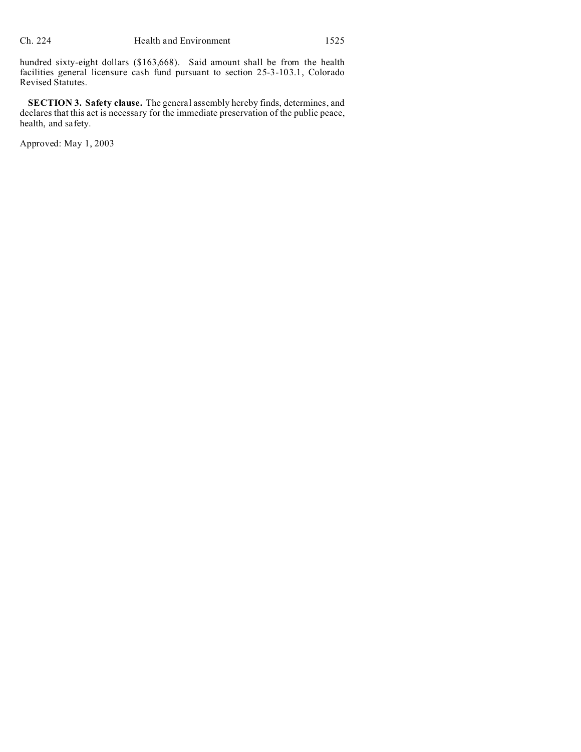hundred sixty-eight dollars ($163,668). Said amount shall be from the health facilities general licensure cash fund pursuant to section 25-3-103.1, Colorado Revised Statutes.

**SECTION 3. Safety clause.** The general assembly hereby finds, determines, and declares that this act is necessary for the immediate preservation of the public peace, health, and safety.

Approved: May 1, 2003